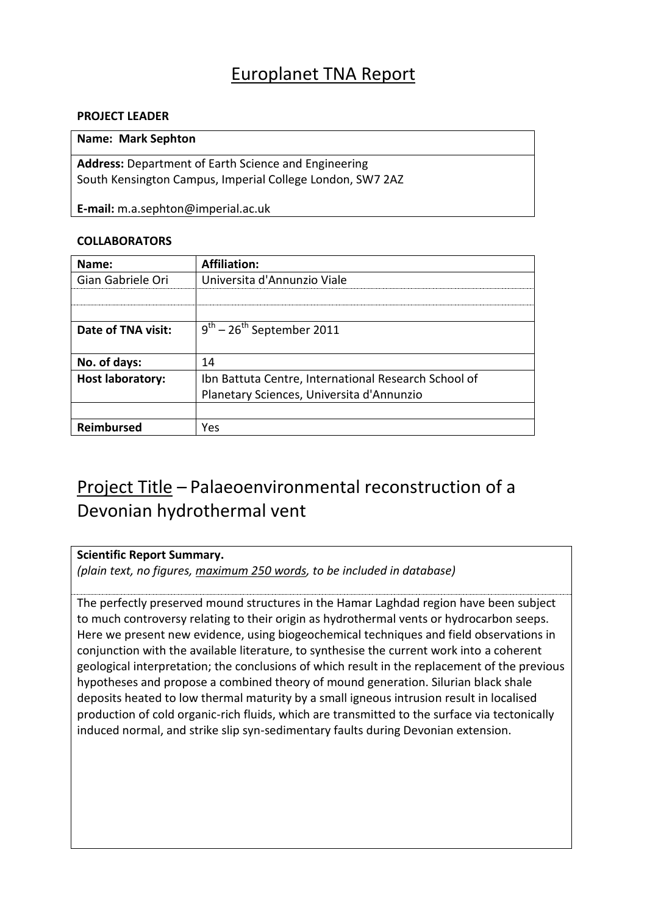# Europlanet TNA Report

**PROJECT LEADER**

| **Name: Mark Sephton** |
|---|
| **Address:** Department of Earth Science and Engineering<br>South Kensington Campus, Imperial College London, SW7 2AZ<br><br>**E-mail:** m.a.sephton@imperial.ac.uk |

**COLLABORATORS**

| **Name:** | **Affiliation:** |
|---|---|
| Gian Gabriele Ori | Universita d'Annunzio Viale |
| | |
| | |
| **Date of TNA visit:** | 9th – 26th September 2011 |
| **No. of days:** | 14 |
| **Host laboratory:** | Ibn Battuta Centre, International Research School of Planetary Sciences, Universita d'Annunzio |
| | |
| **Reimbursed** | Yes |

## Project Title – Palaeoenvironmental reconstruction of a Devonian hydrothermal vent

**Scientific Report Summary.**
*(plain text, no figures, maximum 250 words, to be included in database)*

The perfectly preserved mound structures in the Hamar Laghdad region have been subject to much controversy relating to their origin as hydrothermal vents or hydrocarbon seeps. Here we present new evidence, using biogeochemical techniques and field observations in conjunction with the available literature, to synthesise the current work into a coherent geological interpretation; the conclusions of which result in the replacement of the previous hypotheses and propose a combined theory of mound generation. Silurian black shale deposits heated to low thermal maturity by a small igneous intrusion result in localised production of cold organic-rich fluids, which are transmitted to the surface via tectonically induced normal, and strike slip syn-sedimentary faults during Devonian extension.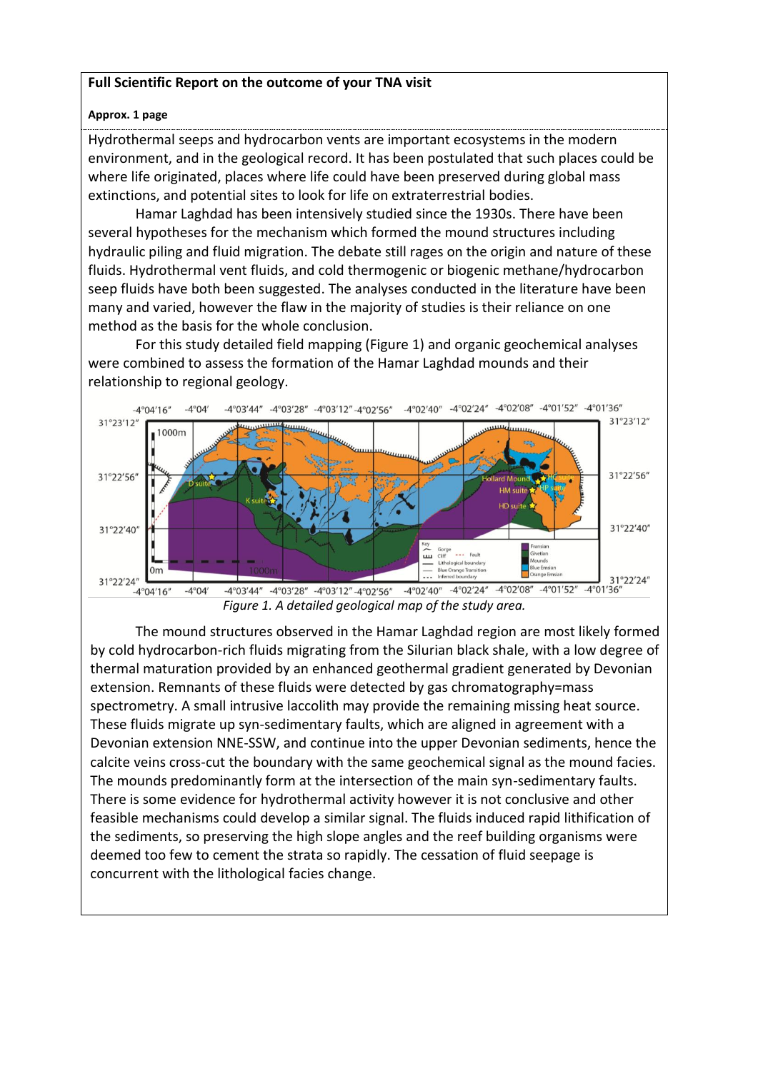**Full Scientific Report on the outcome of your TNA visit**

**Approx. 1 page**

Hydrothermal seeps and hydrocarbon vents are important ecosystems in the modern environment, and in the geological record. It has been postulated that such places could be where life originated, places where life could have been preserved during global mass extinctions, and potential sites to look for life on extraterrestrial bodies.

Hamar Laghdad has been intensively studied since the 1930s. There have been several hypotheses for the mechanism which formed the mound structures including hydraulic piling and fluid migration. The debate still rages on the origin and nature of these fluids. Hydrothermal vent fluids, and cold thermogenic or biogenic methane/hydrocarbon seep fluids have both been suggested. The analyses conducted in the literature have been many and varied, however the flaw in the majority of studies is their reliance on one method as the basis for the whole conclusion.

For this study detailed field mapping (Figure 1) and organic geochemical analyses were combined to assess the formation of the Hamar Laghdad mounds and their relationship to regional geology.

*Figure 1. A detailed geological map of the study area.*

The mound structures observed in the Hamar Laghdad region are most likely formed by cold hydrocarbon-rich fluids migrating from the Silurian black shale, with a low degree of thermal maturation provided by an enhanced geothermal gradient generated by Devonian extension. Remnants of these fluids were detected by gas chromatography=mass spectrometry. A small intrusive laccolith may provide the remaining missing heat source. These fluids migrate up syn-sedimentary faults, which are aligned in agreement with a Devonian extension NNE-SSW, and continue into the upper Devonian sediments, hence the calcite veins cross-cut the boundary with the same geochemical signal as the mound facies. The mounds predominantly form at the intersection of the main syn-sedimentary faults. There is some evidence for hydrothermal activity however it is not conclusive and other feasible mechanisms could develop a similar signal. The fluids induced rapid lithification of the sediments, so preserving the high slope angles and the reef building organisms were deemed too few to cement the strata so rapidly. The cessation of fluid seepage is concurrent with the lithological facies change.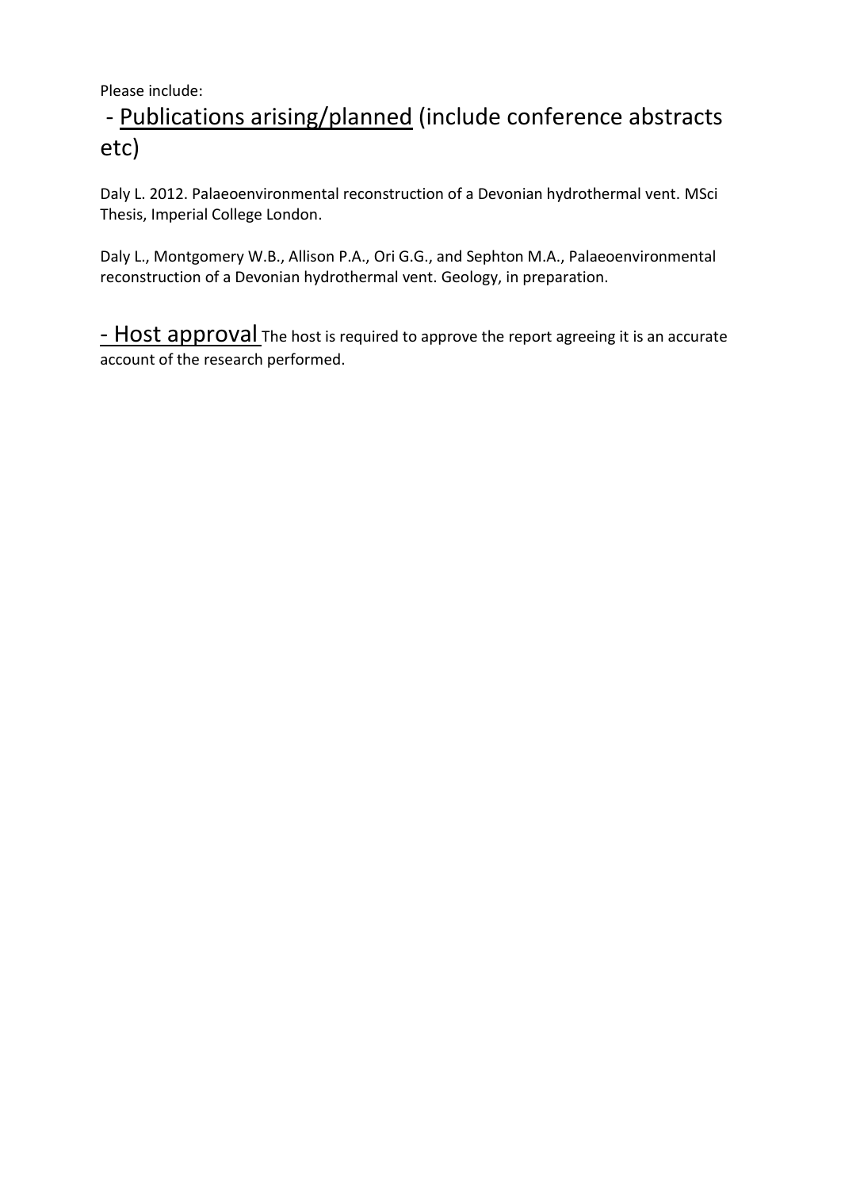Please include:

## - Publications arising/planned (include conference abstracts etc)

Daly L. 2012. Palaeoenvironmental reconstruction of a Devonian hydrothermal vent. MSci Thesis, Imperial College London.

Daly L., Montgomery W.B., Allison P.A., Ori G.G., and Sephton M.A., Palaeoenvironmental reconstruction of a Devonian hydrothermal vent. Geology, in preparation.

**- Host approval** The host is required to approve the report agreeing it is an accurate account of the research performed.